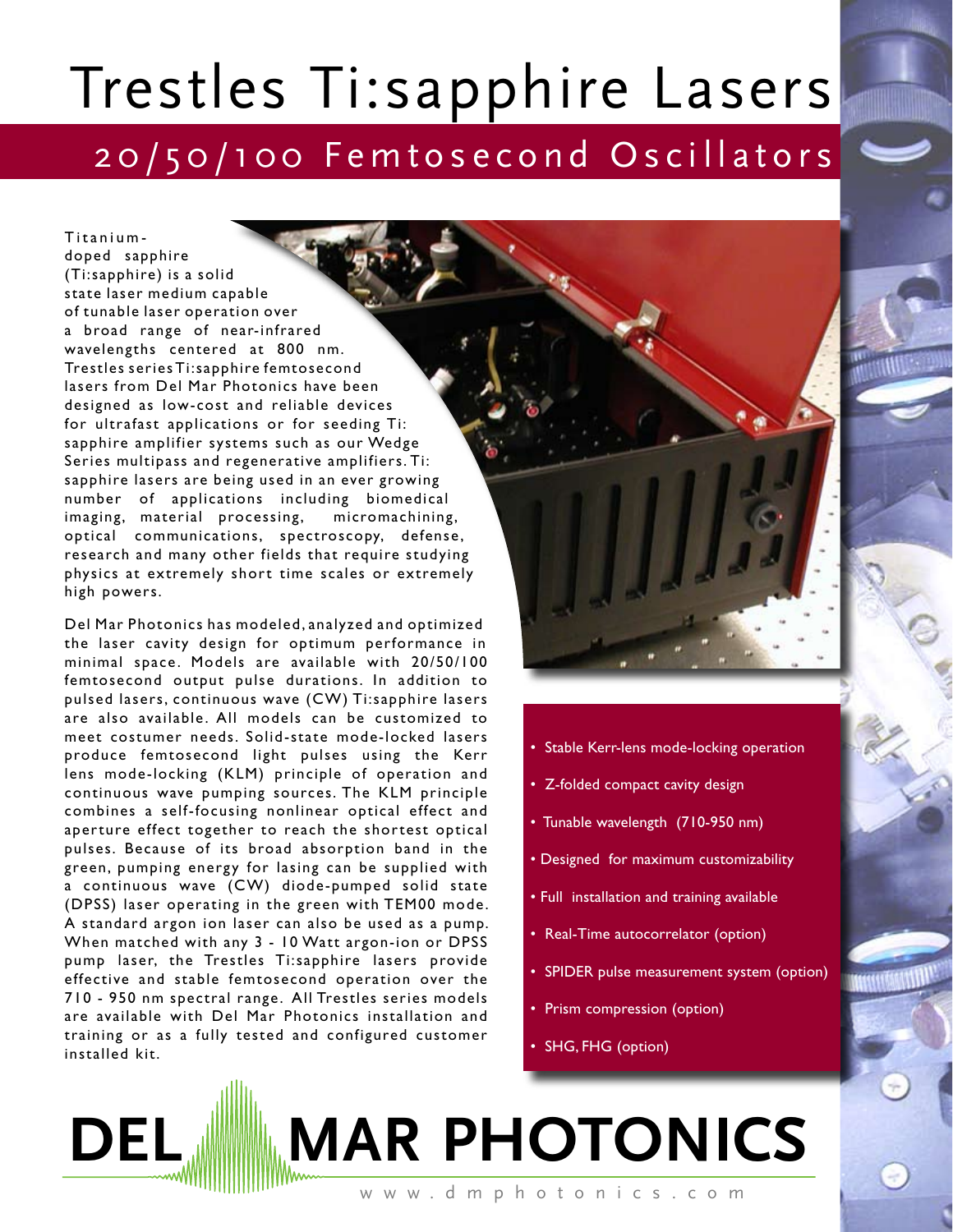# Trestles Ti:sapphire Lasers

## 20/50/100 Femtosecond Oscillators

Titanium-doped sapphire (Ti:sapphire) is a solid state laser medium capable of tunable laser operation over a broad range of near-infrared wavelengths centered at 800 nm. Trestles series Ti:sapphire femtosecond lasers from Del Mar Photonics have been designed as low-cost and reliable devices for ultrafast applications or for seeding Ti:sapphire amplifier systems such as our Wedge Series multipass and regenerative amplifiers. Ti:sapphire lasers are being used in an ever growing number of applications including biomedical imaging, material processing, micromachining, optical communications, spectroscopy, defense, research and many other fields that require studying physics at extremely short time scales or extremely high powers.

Del Mar Photonics has modeled, analyzed and optimized the laser cavity design for optimum performance in minimal space. Models are available with 20/50/100 femtosecond output pulse durations. In addition to pulsed lasers, continuous wave (CW) Ti:sapphire lasers are also available. All models can be customized to meet costumer needs. Solid-state mode-locked lasers produce femtosecond light pulses using the Kerr lens mode-locking (KLM) principle of operation and continuous wave pumping sources. The KLM principle combines a self-focusing nonlinear optical effect and aperture effect together to reach the shortest optical pulses. Because of its broad absorption band in the green, pumping energy for lasing can be supplied with a continuous wave (CW) diode-pumped solid state (DPSS) laser operating in the green with TEM00 mode. A standard argon ion laser can also be used as a pump. When matched with any 3 - 10 Watt argon-ion or DPSS pump laser, the Trestles Ti:sapphire lasers provide effective and stable femtosecond operation over the 710 - 950 nm spectral range. All Trestles series models are available with Del Mar Photonics installation and training or as a fully tested and configured customer installed kit.

- Stable Kerr-lens mode-locking operation
- Z-folded compact cavity design
- Tunable wavelength (710-950 nm)
- Designed for maximum customizability
- Full installation and training available
- Real-Time autocorrelator (option)
- SPIDER pulse measurement system (option)
- Prism compression (option)
- SHG, FHG (option)

**DEL MAR PHOTONICS**

www.dmphotonics.com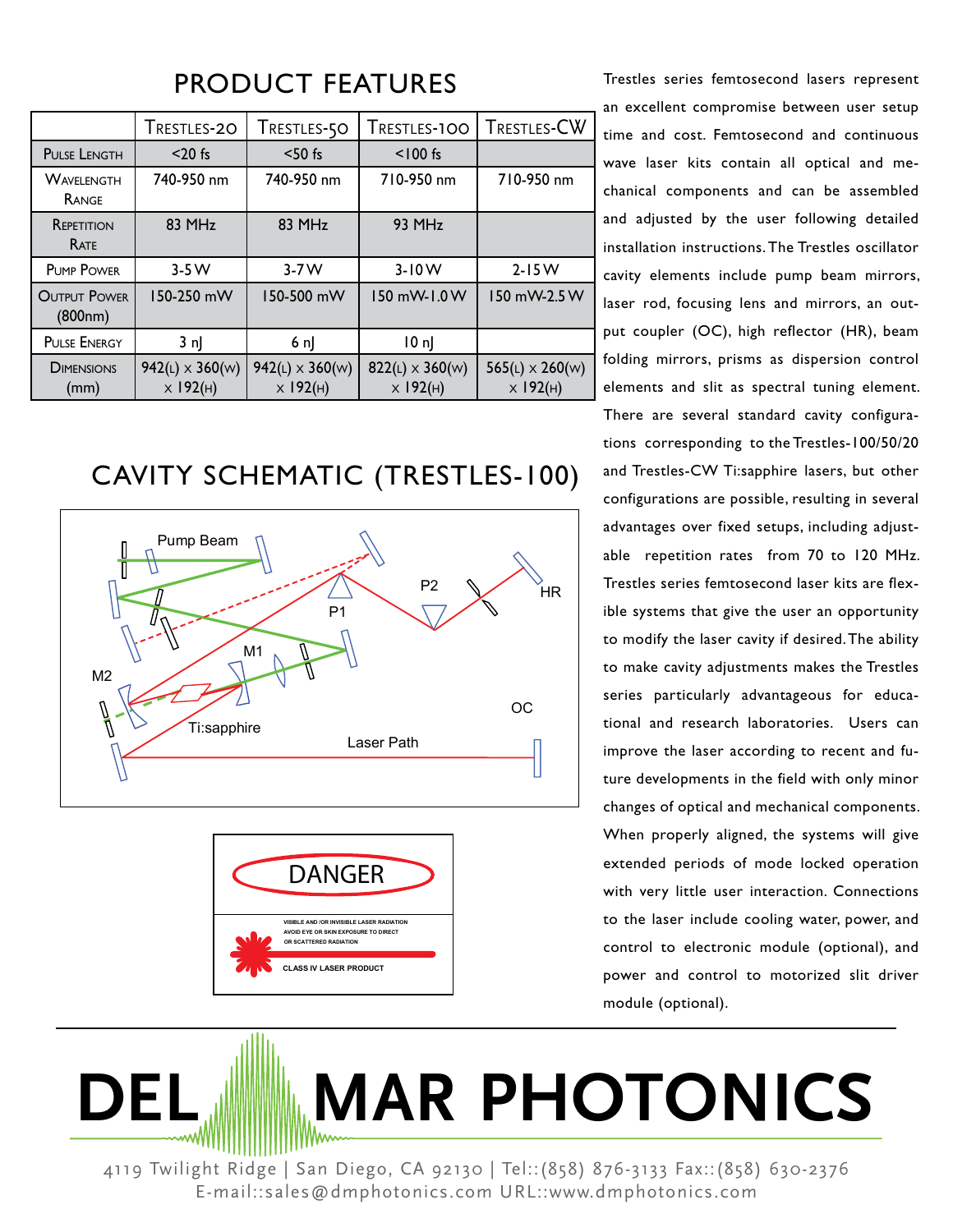## PRODUCT FEATURES

| | Trestles-20 | Trestles-50 | Trestles-100 | Trestles-CW |
|---|---|---|---|---|
| Pulse Length | <20 fs | <50 fs | <100 fs | |
| Wavelength Range | 740-950 nm | 740-950 nm | 710-950 nm | 710-950 nm |
| Repetition Rate | 83 MHz | 83 MHz | 93 MHz | |
| Pump Power | 3-5 W | 3-7 W | 3-10 W | 2-15 W |
| Output Power (800nm) | 150-250 mW | 150-500 mW | 150 mW-1.0 W | 150 mW-2.5 W |
| Pulse Energy | 3 nJ | 6 nJ | 10 nJ | |
| Dimensions (mm) | 942(L) x 360(W) x 192(H) | 942(L) x 360(W) x 192(H) | 822(L) x 360(W) x 192(H) | 565(L) x 260(W) x 192(H) |

## CAVITY SCHEMATIC (TRESTLES-100)

Pump Beam
P2
HR
P1
M1
M2
OC
Ti:sapphire
Laser Path

DANGER

VISIBLE AND /OR INVISIBLE LASER RADIATION
AVOID EYE OR SKIN EXPOSURE TO DIRECT
OR SCATTERED RADIATION

CLASS IV LASER PRODUCT

Trestles series femtosecond lasers represent an excellent compromise between user setup time and cost. Femtosecond and continuous wave laser kits contain all optical and mechanical components and can be assembled and adjusted by the user following detailed installation instructions. The Trestles oscillator cavity elements include pump beam mirrors, laser rod, focusing lens and mirrors, an output coupler (OC), high reflector (HR), beam folding mirrors, prisms as dispersion control elements and slit as spectral tuning element. There are several standard cavity configurations corresponding to the Trestles-100/50/20 and Trestles-CW Ti:sapphire lasers, but other configurations are possible, resulting in several advantages over fixed setups, including adjustable repetition rates from 70 to 120 MHz. Trestles series femtosecond laser kits are flexible systems that give the user an opportunity to modify the laser cavity if desired. The ability to make cavity adjustments makes the Trestles series particularly advantageous for educational and research laboratories. Users can improve the laser according to recent and future developments in the field with only minor changes of optical and mechanical components. When properly aligned, the systems will give extended periods of mode locked operation with very little user interaction. Connections to the laser include cooling water, power, and control to electronic module (optional), and power and control to motorized slit driver module (optional).

# DEL MAR PHOTONICS

4119 Twilight Ridge | San Diego, CA 92130 | Tel::(858) 876-3133 Fax::(858) 630-2376
E-mail::sales@dmphotonics.com URL::www.dmphotonics.com